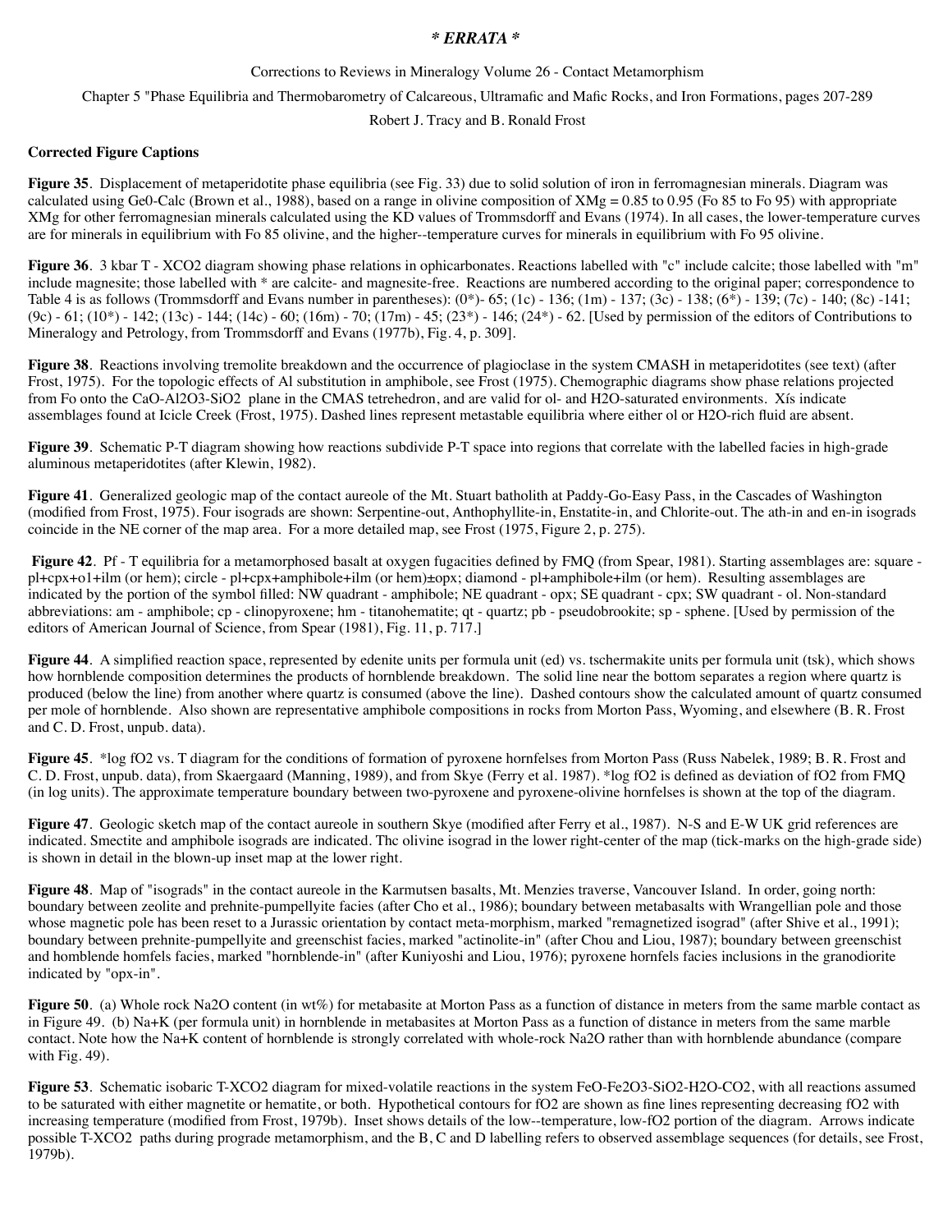# *\* ERRATA \**

Corrections to Reviews in Mineralogy Volume 26 - Contact Metamorphism

Chapter 5 "Phase Equilibria and Thermobarometry of Calcareous, Ultramafic and Mafic Rocks, and Iron Formations, pages 207-289

Robert J. Tracy and B. Ronald Frost

**Corrected Figure Captions**

**Figure 35**. Displacement of metaperidotite phase equilibria (see Fig. 33) due to solid solution of iron in ferromagnesian minerals. Diagram was calculated using Ge0-Calc (Brown et al., 1988), based on a range in olivine composition of XMg = 0.85 to 0.95 (Fo 85 to Fo 95) with appropriate XMg for other ferromagnesian minerals calculated using the KD values of Trommsdorff and Evans (1974). In all cases, the lower-temperature curves are for minerals in equilibrium with Fo 85 olivine, and the higher--temperature curves for minerals in equilibrium with Fo 95 olivine.

**Figure 36**. 3 kbar T - XCO2 diagram showing phase relations in ophicarbonates. Reactions labelled with "c" include calcite; those labelled with "m" include magnesite; those labelled with * are calcite- and magnesite-free. Reactions are numbered according to the original paper; correspondence to Table 4 is as follows (Trommsdorff and Evans number in parentheses): (0*)- 65; (1c) - 136; (1m) - 137; (3c) - 138; (6*) - 139; (7c) - 140; (8c) -141; (9c) - 61; (10*) - 142; (13c) - 144; (14c) - 60; (16m) - 70; (17m) - 45; (23*) - 146; (24*) - 62. [Used by permission of the editors of Contributions to Mineralogy and Petrology, from Trommsdorff and Evans (1977b), Fig. 4, p. 309].

**Figure 38**. Reactions involving tremolite breakdown and the occurrence of plagioclase in the system CMASH in metaperidotites (see text) (after Frost, 1975). For the topologic effects of Al substitution in amphibole, see Frost (1975). Chemographic diagrams show phase relations projected from Fo onto the CaO-Al2O3-SiO2 plane in the CMAS tetrehedron, and are valid for ol- and H2O-saturated environments. Xís indicate assemblages found at Icicle Creek (Frost, 1975). Dashed lines represent metastable equilibria where either ol or H2O-rich fluid are absent.

**Figure 39**. Schematic P-T diagram showing how reactions subdivide P-T space into regions that correlate with the labelled facies in high-grade aluminous metaperidotites (after Klewin, 1982).

**Figure 41**. Generalized geologic map of the contact aureole of the Mt. Stuart batholith at Paddy-Go-Easy Pass, in the Cascades of Washington (modified from Frost, 1975). Four isograds are shown: Serpentine-out, Anthophyllite-in, Enstatite-in, and Chlorite-out. The ath-in and en-in isograds coincide in the NE corner of the map area. For a more detailed map, see Frost (1975, Figure 2, p. 275).

**Figure 42**. Pf - T equilibria for a metamorphosed basalt at oxygen fugacities defined by FMQ (from Spear, 1981). Starting assemblages are: square - pl+cpx+o1+ilm (or hem); circle - pl+cpx+amphibole+ilm (or hem)±opx; diamond - pl+amphibole+ilm (or hem). Resulting assemblages are indicated by the portion of the symbol filled: NW quadrant - amphibole; NE quadrant - opx; SE quadrant - cpx; SW quadrant - ol. Non-standard abbreviations: am - amphibole; cp - clinopyroxene; hm - titanohematite; qt - quartz; pb - pseudobrookite; sp - sphene. [Used by permission of the editors of American Journal of Science, from Spear (1981), Fig. 11, p. 717.]

**Figure 44**. A simplified reaction space, represented by edenite units per formula unit (ed) vs. tschermakite units per formula unit (tsk), which shows how hornblende composition determines the products of hornblende breakdown. The solid line near the bottom separates a region where quartz is produced (below the line) from another where quartz is consumed (above the line). Dashed contours show the calculated amount of quartz consumed per mole of hornblende. Also shown are representative amphibole compositions in rocks from Morton Pass, Wyoming, and elsewhere (B. R. Frost and C. D. Frost, unpub. data).

**Figure 45**. \*log fO2 vs. T diagram for the conditions of formation of pyroxene hornfelses from Morton Pass (Russ Nabelek, 1989; B. R. Frost and C. D. Frost, unpub. data), from Skaergaard (Manning, 1989), and from Skye (Ferry et al. 1987). \*log fO2 is defined as deviation of fO2 from FMQ (in log units). The approximate temperature boundary between two-pyroxene and pyroxene-olivine hornfelses is shown at the top of the diagram.

**Figure 47**. Geologic sketch map of the contact aureole in southern Skye (modified after Ferry et al., 1987). N-S and E-W UK grid references are indicated. Smectite and amphibole isograds are indicated. Thc olivine isograd in the lower right-center of the map (tick-marks on the high-grade side) is shown in detail in the blown-up inset map at the lower right.

**Figure 48**. Map of "isograds" in the contact aureole in the Karmutsen basalts, Mt. Menzies traverse, Vancouver Island. In order, going north: boundary between zeolite and prehnite-pumpellyite facies (after Cho et al., 1986); boundary between metabasalts with Wrangellian pole and those whose magnetic pole has been reset to a Jurassic orientation by contact meta-morphism, marked "remagnetized isograd" (after Shive et al., 1991); boundary between prehnite-pumpellyite and greenschist facies, marked "actinolite-in" (after Chou and Liou, 1987); boundary between greenschist and homblende homfels facies, marked "hornblende-in" (after Kuniyoshi and Liou, 1976); pyroxene hornfels facies inclusions in the granodiorite indicated by "opx-in".

**Figure 50**. (a) Whole rock Na2O content (in wt%) for metabasite at Morton Pass as a function of distance in meters from the same marble contact as in Figure 49. (b) Na+K (per formula unit) in hornblende in metabasites at Morton Pass as a function of distance in meters from the same marble contact. Note how the Na+K content of hornblende is strongly correlated with whole-rock Na2O rather than with hornblende abundance (compare with Fig. 49).

**Figure 53**. Schematic isobaric T-XCO2 diagram for mixed-volatile reactions in the system FeO-Fe2O3-SiO2-H2O-CO2, with all reactions assumed to be saturated with either magnetite or hematite, or both. Hypothetical contours for fO2 are shown as fine lines representing decreasing fO2 with increasing temperature (modified from Frost, 1979b). Inset shows details of the low--temperature, low-fO2 portion of the diagram. Arrows indicate possible T-XCO2 paths during prograde metamorphism, and the B, C and D labelling refers to observed assemblage sequences (for details, see Frost, 1979b).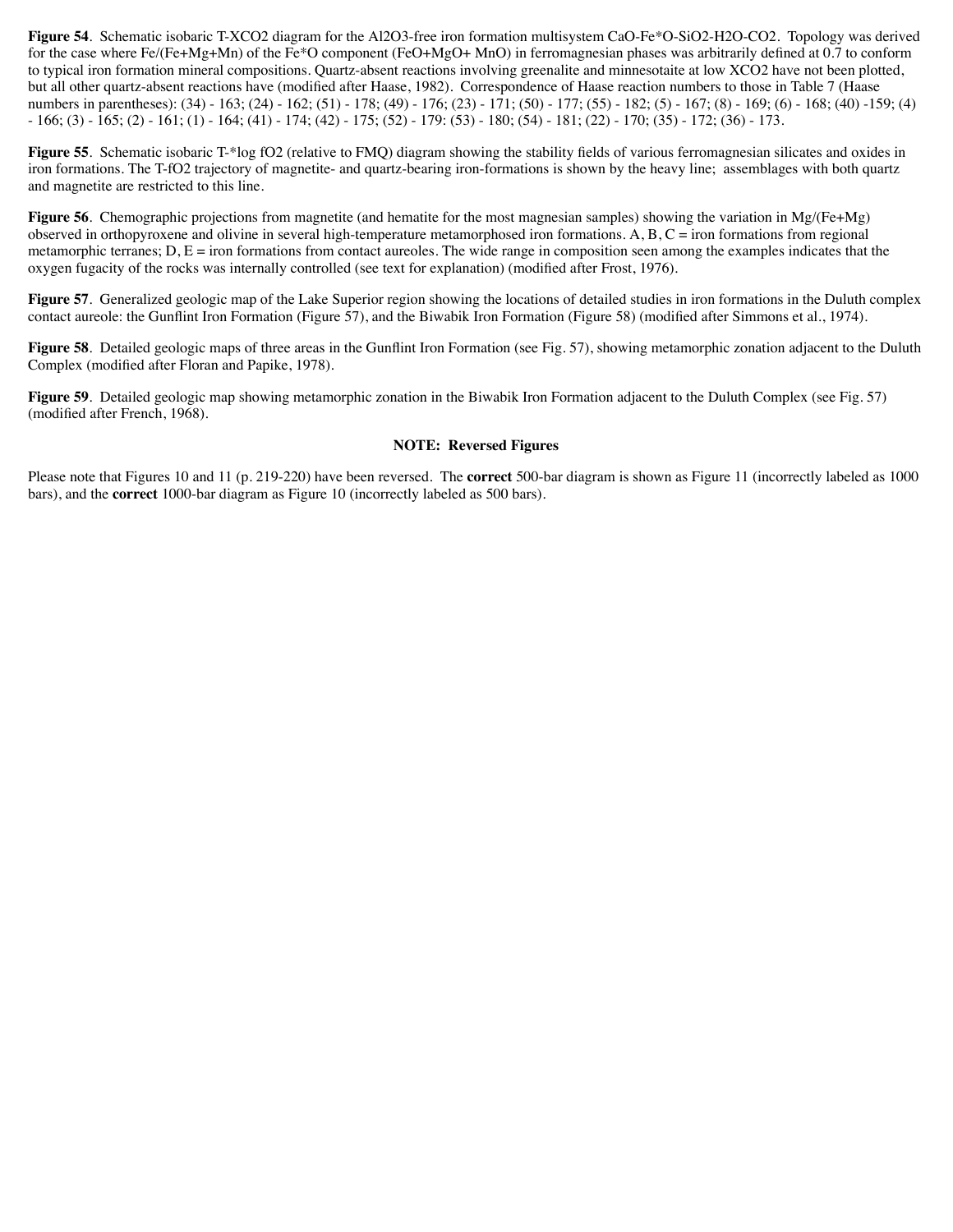**Figure 54**. Schematic isobaric T-XCO2 diagram for the Al2O3-free iron formation multisystem CaO-Fe*O-SiO2-H2O-CO2. Topology was derived for the case where Fe/(Fe+Mg+Mn) of the Fe*O component (FeO+MgO+ MnO) in ferromagnesian phases was arbitrarily defined at 0.7 to conform to typical iron formation mineral compositions. Quartz-absent reactions involving greenalite and minnesotaite at low XCO2 have not been plotted, but all other quartz-absent reactions have (modified after Haase, 1982). Correspondence of Haase reaction numbers to those in Table 7 (Haase numbers in parentheses): (34) - 163; (24) - 162; (51) - 178; (49) - 176; (23) - 171; (50) - 177; (55) - 182; (5) - 167; (8) - 169; (6) - 168; (40) -159; (4) - 166; (3) - 165; (2) - 161; (1) - 164; (41) - 174; (42) - 175; (52) - 179: (53) - 180; (54) - 181; (22) - 170; (35) - 172; (36) - 173.

**Figure 55**. Schematic isobaric T-*log fO2 (relative to FMQ) diagram showing the stability fields of various ferromagnesian silicates and oxides in iron formations. The T-fO2 trajectory of magnetite- and quartz-bearing iron-formations is shown by the heavy line; assemblages with both quartz and magnetite are restricted to this line.

**Figure 56**. Chemographic projections from magnetite (and hematite for the most magnesian samples) showing the variation in Mg/(Fe+Mg) observed in orthopyroxene and olivine in several high-temperature metamorphosed iron formations. A, B, C = iron formations from regional metamorphic terranes; D, E = iron formations from contact aureoles. The wide range in composition seen among the examples indicates that the oxygen fugacity of the rocks was internally controlled (see text for explanation) (modified after Frost, 1976).

**Figure 57**. Generalized geologic map of the Lake Superior region showing the locations of detailed studies in iron formations in the Duluth complex contact aureole: the Gunflint Iron Formation (Figure 57), and the Biwabik Iron Formation (Figure 58) (modified after Simmons et al., 1974).

**Figure 58**. Detailed geologic maps of three areas in the Gunflint Iron Formation (see Fig. 57), showing metamorphic zonation adjacent to the Duluth Complex (modified after Floran and Papike, 1978).

**Figure 59**. Detailed geologic map showing metamorphic zonation in the Biwabik Iron Formation adjacent to the Duluth Complex (see Fig. 57) (modified after French, 1968).

**NOTE: Reversed Figures**

Please note that Figures 10 and 11 (p. 219-220) have been reversed. The **correct** 500-bar diagram is shown as Figure 11 (incorrectly labeled as 1000 bars), and the **correct** 1000-bar diagram as Figure 10 (incorrectly labeled as 500 bars).